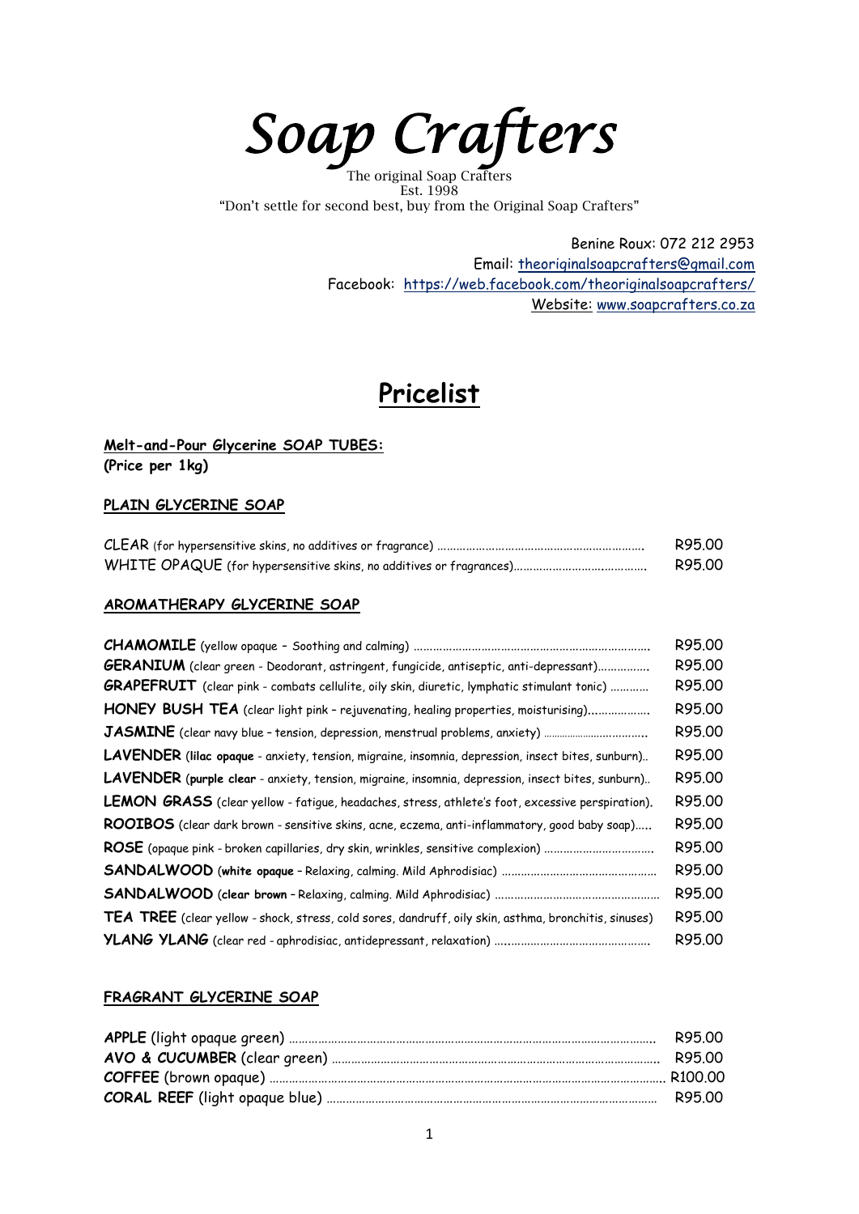# Soap Crafters

The original Soap Crafters
Est. 1998
"Don't settle for second best, buy from the Original Soap Crafters"

Benine Roux: 072 212 2953
Email: theoriginalsoapcrafters@gmail.com
Facebook: https://web.facebook.com/theoriginalsoapcrafters/
Website: www.soapcrafters.co.za

## Pricelist

**Melt-and-Pour Glycerine SOAP TUBES:**
**(Price per 1kg)**

### PLAIN GLYCERINE SOAP

| Item | Price |
|---|---|
| CLEAR (for hypersensitive skins, no additives or fragrance) | R95.00 |
| WHITE OPAQUE (for hypersensitive skins, no additives or fragrances) | R95.00 |

### AROMATHERAPY GLYCERINE SOAP

| Item | Price |
|---|---|
| **CHAMOMILE** (yellow opaque – Soothing and calming) | R95.00 |
| **GERANIUM** (clear green - Deodorant, astringent, fungicide, antiseptic, anti-depressant) | R95.00 |
| **GRAPEFRUIT** (clear pink - combats cellulite, oily skin, diuretic, lymphatic stimulant tonic) | R95.00 |
| **HONEY BUSH TEA** (clear light pink – rejuvenating, healing properties, moisturising) | R95.00 |
| **JASMINE** (clear navy blue – tension, depression, menstrual problems, anxiety) | R95.00 |
| **LAVENDER** (**lilac opaque** - anxiety, tension, migraine, insomnia, depression, insect bites, sunburn) | R95.00 |
| **LAVENDER** (**purple clear** - anxiety, tension, migraine, insomnia, depression, insect bites, sunburn) | R95.00 |
| **LEMON GRASS** (clear yellow - fatigue, headaches, stress, athlete's foot, excessive perspiration). | R95.00 |
| **ROOIBOS** (clear dark brown - sensitive skins, acne, eczema, anti-inflammatory, good baby soap) | R95.00 |
| **ROSE** (opaque pink - broken capillaries, dry skin, wrinkles, sensitive complexion) | R95.00 |
| **SANDALWOOD** (**white opaque** – Relaxing, calming. Mild Aphrodisiac) | R95.00 |
| **SANDALWOOD** (**clear brown** – Relaxing, calming. Mild Aphrodisiac) | R95.00 |
| **TEA TREE** (clear yellow - shock, stress, cold sores, dandruff, oily skin, asthma, bronchitis, sinuses) | R95.00 |
| **YLANG YLANG** (clear red - aphrodisiac, antidepressant, relaxation) | R95.00 |

### FRAGRANT GLYCERINE SOAP

| Item | Price |
|---|---|
| **APPLE** (light opaque green) | R95.00 |
| **AVO & CUCUMBER** (clear green) | R95.00 |
| **COFFEE** (brown opaque) | R100.00 |
| **CORAL REEF** (light opaque blue) | R95.00 |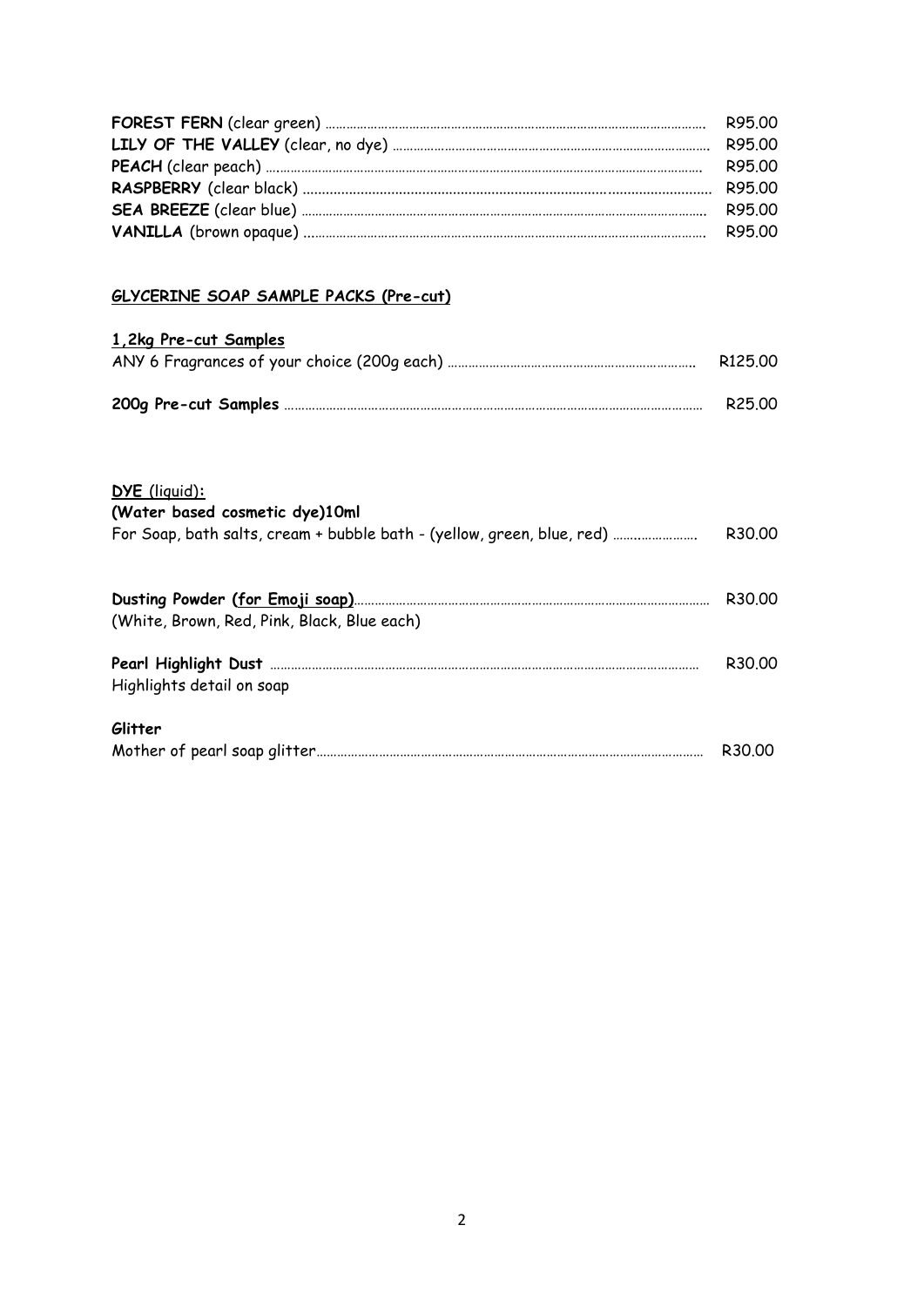**FOREST FERN** (clear green) ........................................................................................ R95.00
**LILY OF THE VALLEY** (clear, no dye) ........................................................................ R95.00
**PEACH** (clear peach) ................................................................................................ R95.00
**RASPBERRY** (clear black) ........................................................................................ R95.00
**SEA BREEZE** (clear blue) ......................................................................................... R95.00
**VANILLA** (brown opaque) ........................................................................................ R95.00

## GLYCERINE SOAP SAMPLE PACKS (Pre-cut)

### 1,2kg Pre-cut Samples

ANY 6 Fragrances of your choice (200g each) ........................................................ R125.00

**200g Pre-cut Samples** ............................................................................................ R25.00

### DYE (liquid):

**(Water based cosmetic dye)10ml**

For Soap, bath salts, cream + bubble bath - (yellow, green, blue, red) ........................ R30.00

**Dusting Powder (for Emoji soap)**........................................................................... R30.00

(White, Brown, Red, Pink, Black, Blue each)

**Pearl Highlight Dust** .................................................................................................. R30.00

Highlights detail on soap

**Glitter**

Mother of pearl soap glitter........................................................................................ R30.00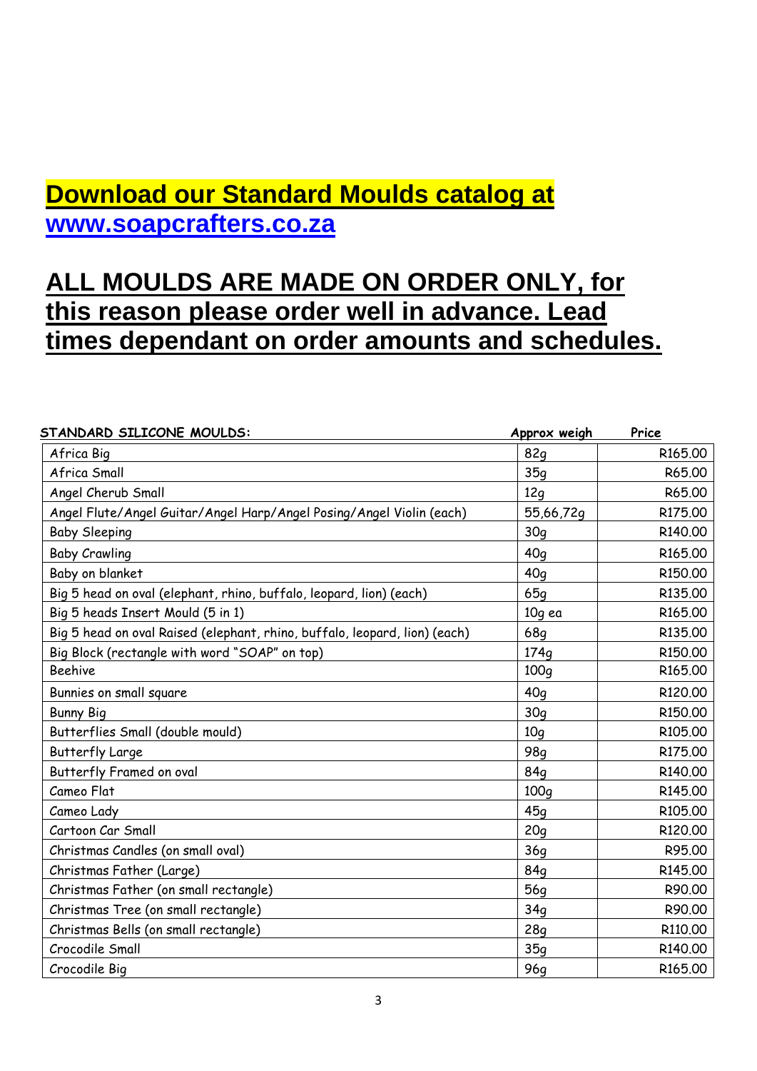**Download our Standard Moulds catalog at [www.soapcrafters.co.za](http://www.soapcrafters.co.za)**

**ALL MOULDS ARE MADE ON ORDER ONLY, for this reason please order well in advance. Lead times dependant on order amounts and schedules.**

| STANDARD SILICONE MOULDS: | Approx weigh | Price |
|---|---|---|
| Africa Big | 82g | R165.00 |
| Africa Small | 35g | R65.00 |
| Angel Cherub Small | 12g | R65.00 |
| Angel Flute/Angel Guitar/Angel Harp/Angel Posing/Angel Violin (each) | 55,66,72g | R175.00 |
| Baby Sleeping | 30g | R140.00 |
| Baby Crawling | 40g | R165.00 |
| Baby on blanket | 40g | R150.00 |
| Big 5 head on oval (elephant, rhino, buffalo, leopard, lion) (each) | 65g | R135.00 |
| Big 5 heads Insert Mould (5 in 1) | 10g ea | R165.00 |
| Big 5 head on oval Raised (elephant, rhino, buffalo, leopard, lion) (each) | 68g | R135.00 |
| Big Block (rectangle with word "SOAP" on top) | 174g | R150.00 |
| Beehive | 100g | R165.00 |
| Bunnies on small square | 40g | R120.00 |
| Bunny Big | 30g | R150.00 |
| Butterflies Small (double mould) | 10g | R105.00 |
| Butterfly Large | 98g | R175.00 |
| Butterfly Framed on oval | 84g | R140.00 |
| Cameo Flat | 100g | R145.00 |
| Cameo Lady | 45g | R105.00 |
| Cartoon Car Small | 20g | R120.00 |
| Christmas Candles (on small oval) | 36g | R95.00 |
| Christmas Father (Large) | 84g | R145.00 |
| Christmas Father (on small rectangle) | 56g | R90.00 |
| Christmas Tree (on small rectangle) | 34g | R90.00 |
| Christmas Bells (on small rectangle) | 28g | R110.00 |
| Crocodile Small | 35g | R140.00 |
| Crocodile Big | 96g | R165.00 |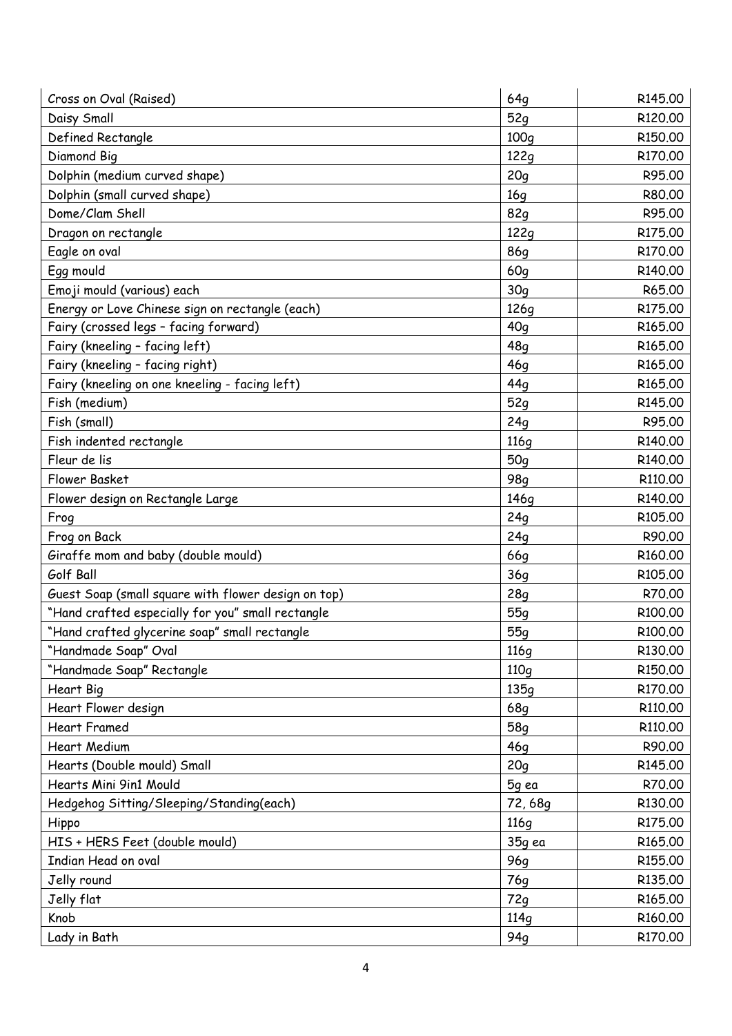| | | |
|---|---|---|
| Cross on Oval (Raised) | 64g | R145.00 |
| Daisy Small | 52g | R120.00 |
| Defined Rectangle | 100g | R150.00 |
| Diamond Big | 122g | R170.00 |
| Dolphin (medium curved shape) | 20g | R95.00 |
| Dolphin (small curved shape) | 16g | R80.00 |
| Dome/Clam Shell | 82g | R95.00 |
| Dragon on rectangle | 122g | R175.00 |
| Eagle on oval | 86g | R170.00 |
| Egg mould | 60g | R140.00 |
| Emoji mould (various) each | 30g | R65.00 |
| Energy or Love Chinese sign on rectangle (each) | 126g | R175.00 |
| Fairy (crossed legs – facing forward) | 40g | R165.00 |
| Fairy (kneeling – facing left) | 48g | R165.00 |
| Fairy (kneeling – facing right) | 46g | R165.00 |
| Fairy (kneeling on one kneeling - facing left) | 44g | R165.00 |
| Fish (medium) | 52g | R145.00 |
| Fish (small) | 24g | R95.00 |
| Fish indented rectangle | 116g | R140.00 |
| Fleur de lis | 50g | R140.00 |
| Flower Basket | 98g | R110.00 |
| Flower design on Rectangle Large | 146g | R140.00 |
| Frog | 24g | R105.00 |
| Frog on Back | 24g | R90.00 |
| Giraffe mom and baby (double mould) | 66g | R160.00 |
| Golf Ball | 36g | R105.00 |
| Guest Soap (small square with flower design on top) | 28g | R70.00 |
| "Hand crafted especially for you" small rectangle | 55g | R100.00 |
| "Hand crafted glycerine soap" small rectangle | 55g | R100.00 |
| "Handmade Soap" Oval | 116g | R130.00 |
| "Handmade Soap" Rectangle | 110g | R150.00 |
| Heart Big | 135g | R170.00 |
| Heart Flower design | 68g | R110.00 |
| Heart Framed | 58g | R110.00 |
| Heart Medium | 46g | R90.00 |
| Hearts (Double mould) Small | 20g | R145.00 |
| Hearts Mini 9in1 Mould | 5g ea | R70.00 |
| Hedgehog Sitting/Sleeping/Standing(each) | 72, 68g | R130.00 |
| Hippo | 116g | R175.00 |
| HIS + HERS Feet (double mould) | 35g ea | R165.00 |
| Indian Head on oval | 96g | R155.00 |
| Jelly round | 76g | R135.00 |
| Jelly flat | 72g | R165.00 |
| Knob | 114g | R160.00 |
| Lady in Bath | 94g | R170.00 |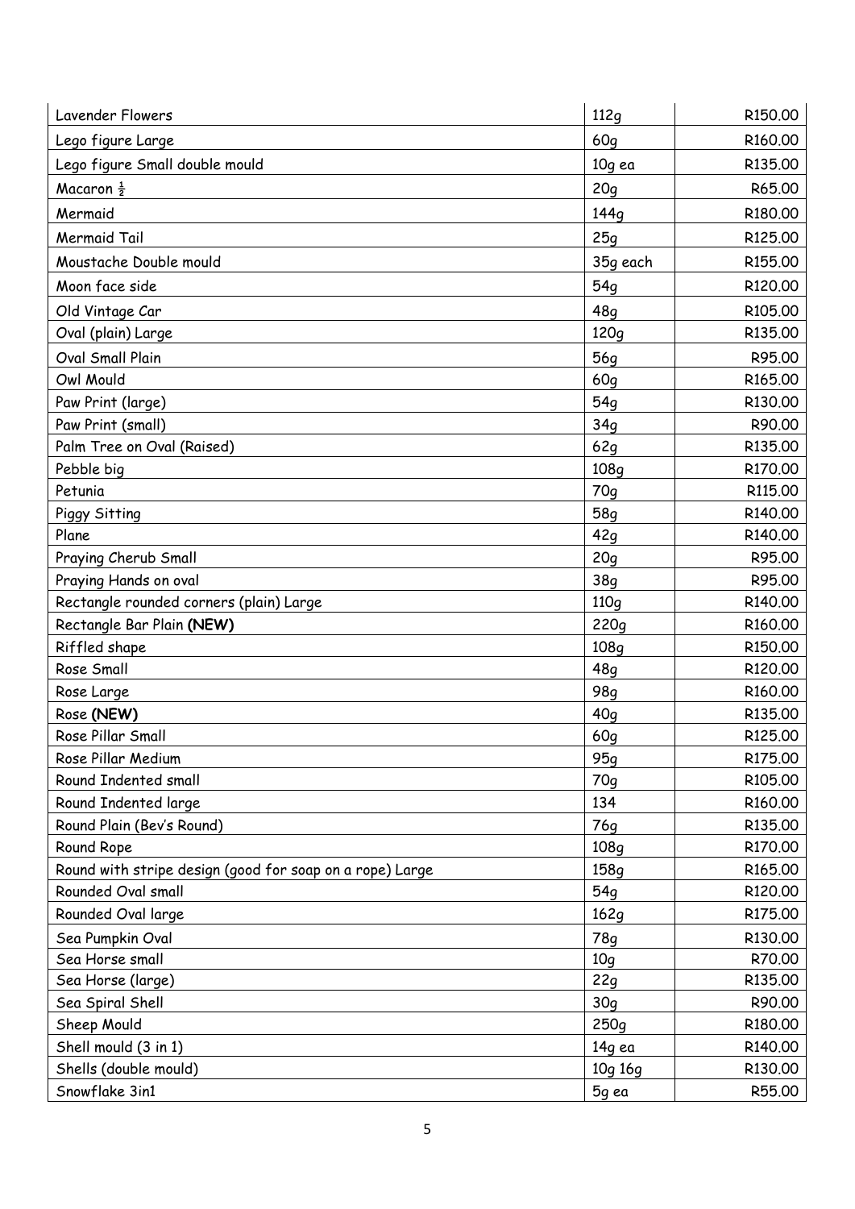| Lavender Flowers | 112g | R150.00 |
|---|---|---|
| Lego figure Large | 60g | R160.00 |
| Lego figure Small double mould | 10g ea | R135.00 |
| Macaron ½ | 20g | R65.00 |
| Mermaid | 144g | R180.00 |
| Mermaid Tail | 25g | R125.00 |
| Moustache Double mould | 35g each | R155.00 |
| Moon face side | 54g | R120.00 |
| Old Vintage Car | 48g | R105.00 |
| Oval (plain) Large | 120g | R135.00 |
| Oval Small Plain | 56g | R95.00 |
| Owl Mould | 60g | R165.00 |
| Paw Print (large) | 54g | R130.00 |
| Paw Print (small) | 34g | R90.00 |
| Palm Tree on Oval (Raised) | 62g | R135.00 |
| Pebble big | 108g | R170.00 |
| Petunia | 70g | R115.00 |
| Piggy Sitting | 58g | R140.00 |
| Plane | 42g | R140.00 |
| Praying Cherub Small | 20g | R95.00 |
| Praying Hands on oval | 38g | R95.00 |
| Rectangle rounded corners (plain) Large | 110g | R140.00 |
| Rectangle Bar Plain **(NEW)** | 220g | R160.00 |
| Riffled shape | 108g | R150.00 |
| Rose Small | 48g | R120.00 |
| Rose Large | 98g | R160.00 |
| Rose **(NEW)** | 40g | R135.00 |
| Rose Pillar Small | 60g | R125.00 |
| Rose Pillar Medium | 95g | R175.00 |
| Round Indented small | 70g | R105.00 |
| Round Indented large | 134 | R160.00 |
| Round Plain (Bev's Round) | 76g | R135.00 |
| Round Rope | 108g | R170.00 |
| Round with stripe design (good for soap on a rope) Large | 158g | R165.00 |
| Rounded Oval small | 54g | R120.00 |
| Rounded Oval large | 162g | R175.00 |
| Sea Pumpkin Oval | 78g | R130.00 |
| Sea Horse small | 10g | R70.00 |
| Sea Horse (large) | 22g | R135.00 |
| Sea Spiral Shell | 30g | R90.00 |
| Sheep Mould | 250g | R180.00 |
| Shell mould (3 in 1) | 14g ea | R140.00 |
| Shells (double mould) | 10g 16g | R130.00 |
| Snowflake 3in1 | 5g ea | R55.00 |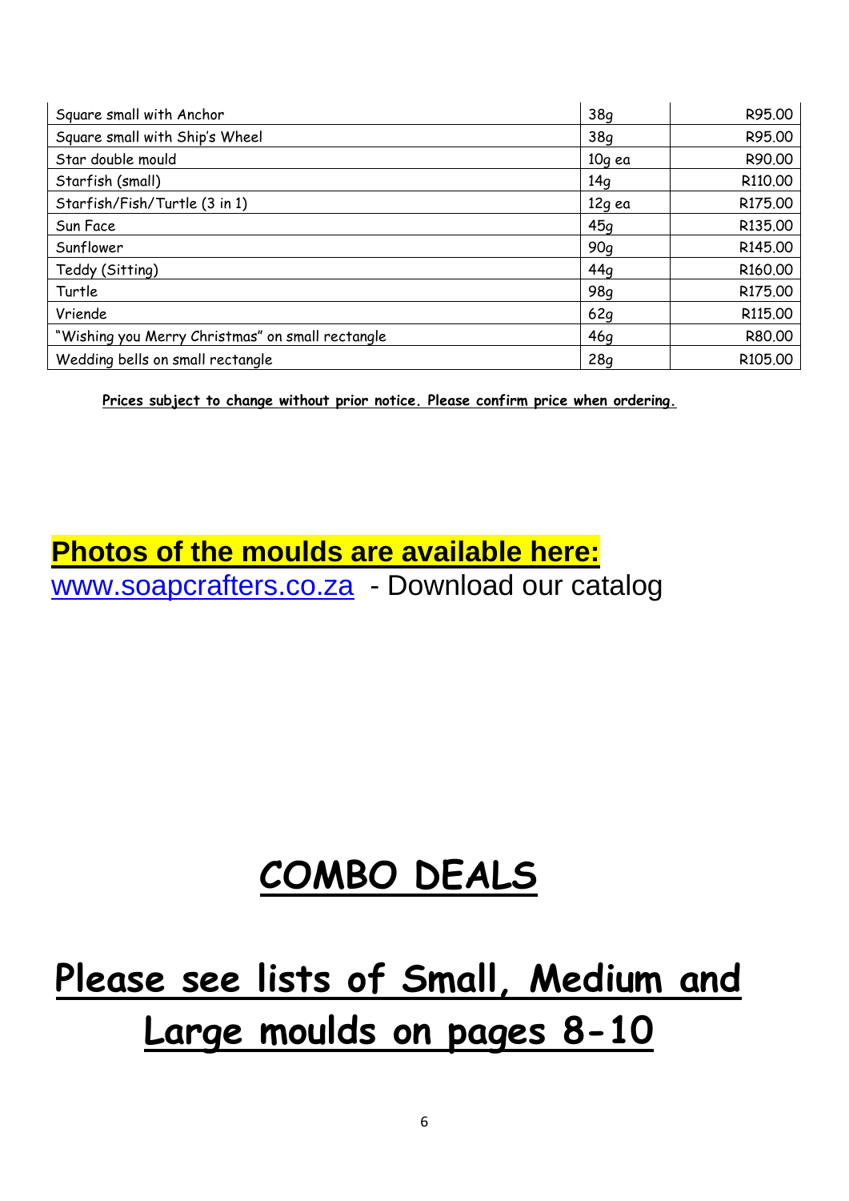| Square small with Anchor | 38g | R95.00 |
|---|---|---|
| Square small with Ship's Wheel | 38g | R95.00 |
| Star double mould | 10g ea | R90.00 |
| Starfish (small) | 14g | R110.00 |
| Starfish/Fish/Turtle (3 in 1) | 12g ea | R175.00 |
| Sun Face | 45g | R135.00 |
| Sunflower | 90g | R145.00 |
| Teddy (Sitting) | 44g | R160.00 |
| Turtle | 98g | R175.00 |
| Vriende | 62g | R115.00 |
| "Wishing you Merry Christmas" on small rectangle | 46g | R80.00 |
| Wedding bells on small rectangle | 28g | R105.00 |

**Prices subject to change without prior notice. Please confirm price when ordering.**

**Photos of the moulds are available here:**
www.soapcrafters.co.za - Download our catalog

# COMBO DEALS

# Please see lists of Small, Medium and Large moulds on pages 8-10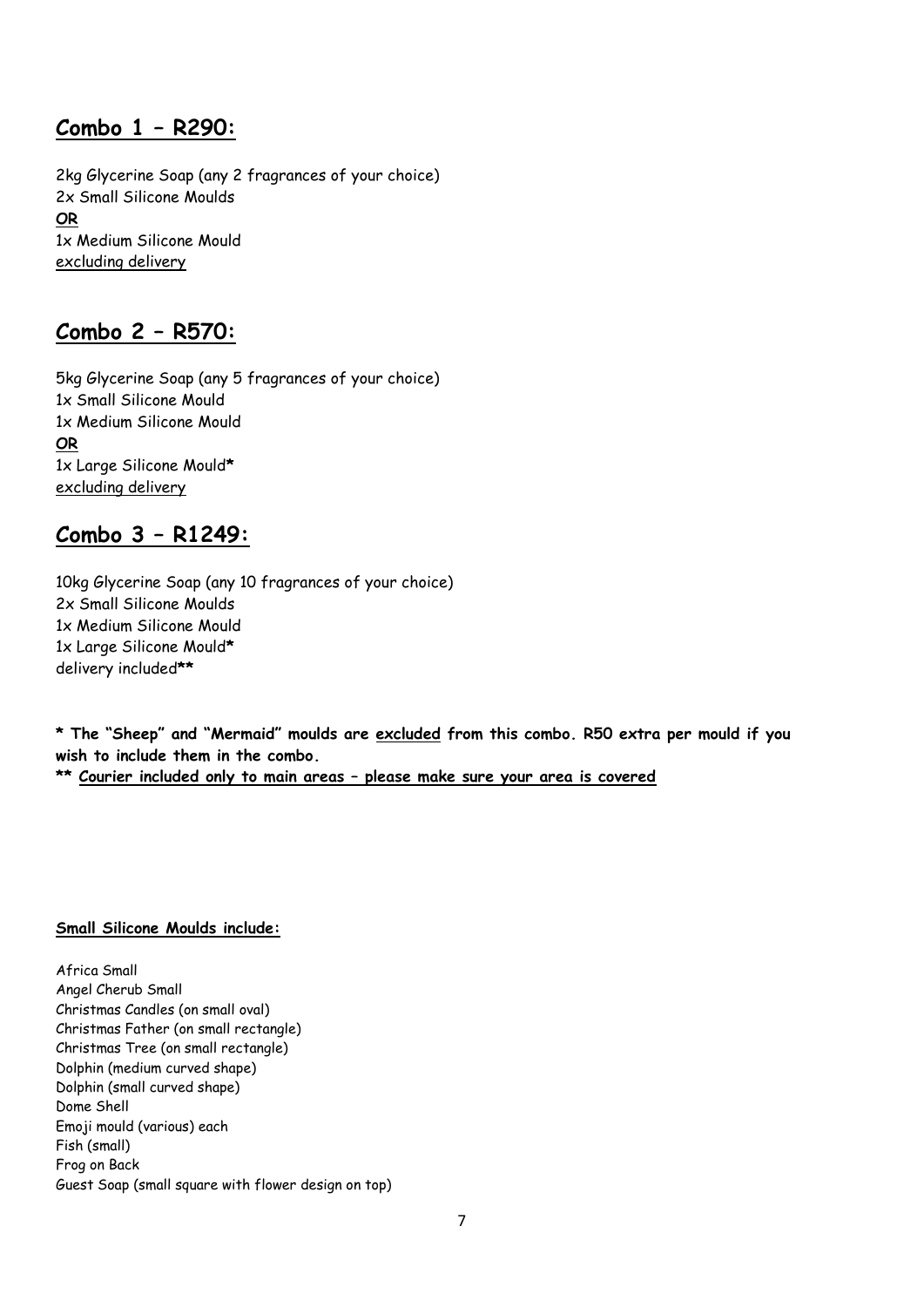## **Combo 1 – R290:**

2kg Glycerine Soap (any 2 fragrances of your choice)
2x Small Silicone Moulds
**OR**
1x Medium Silicone Mould
excluding delivery

## **Combo 2 – R570:**

5kg Glycerine Soap (any 5 fragrances of your choice)
1x Small Silicone Mould
1x Medium Silicone Mould
**OR**
1x Large Silicone Mould**\***
excluding delivery

## **Combo 3 – R1249:**

10kg Glycerine Soap (any 10 fragrances of your choice)
2x Small Silicone Moulds
1x Medium Silicone Mould
1x Large Silicone Mould**\***
delivery included**\*\***

**\* The "Sheep" and "Mermaid" moulds are excluded from this combo. R50 extra per mould if you wish to include them in the combo.**
**\*\* Courier included only to main areas – please make sure your area is covered**

**Small Silicone Moulds include:**

Africa Small
Angel Cherub Small
Christmas Candles (on small oval)
Christmas Father (on small rectangle)
Christmas Tree (on small rectangle)
Dolphin (medium curved shape)
Dolphin (small curved shape)
Dome Shell
Emoji mould (various) each
Fish (small)
Frog on Back
Guest Soap (small square with flower design on top)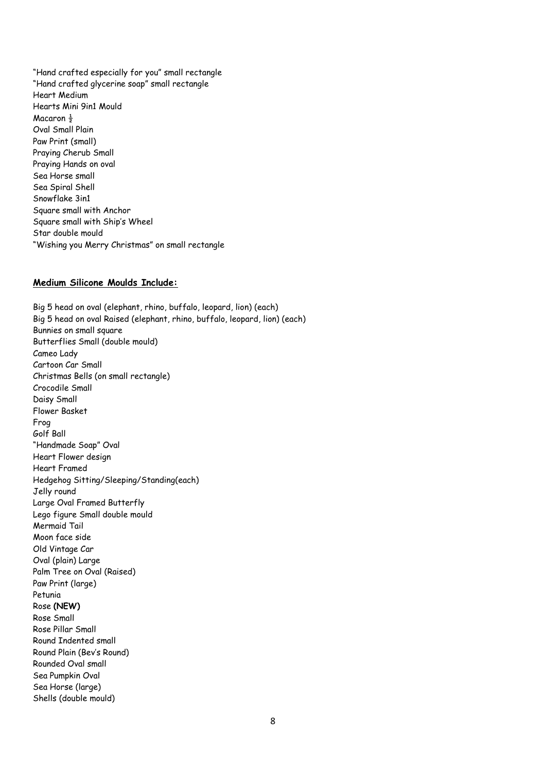"Hand crafted especially for you" small rectangle
"Hand crafted glycerine soap" small rectangle
Heart Medium
Hearts Mini 9in1 Mould
Macaron ½
Oval Small Plain
Paw Print (small)
Praying Cherub Small
Praying Hands on oval
Sea Horse small
Sea Spiral Shell
Snowflake 3in1
Square small with Anchor
Square small with Ship's Wheel
Star double mould
"Wishing you Merry Christmas" on small rectangle

**Medium Silicone Moulds Include:**

Big 5 head on oval (elephant, rhino, buffalo, leopard, lion) (each)
Big 5 head on oval Raised (elephant, rhino, buffalo, leopard, lion) (each)
Bunnies on small square
Butterflies Small (double mould)
Cameo Lady
Cartoon Car Small
Christmas Bells (on small rectangle)
Crocodile Small
Daisy Small
Flower Basket
Frog
Golf Ball
"Handmade Soap" Oval
Heart Flower design
Heart Framed
Hedgehog Sitting/Sleeping/Standing(each)
Jelly round
Large Oval Framed Butterfly
Lego figure Small double mould
Mermaid Tail
Moon face side
Old Vintage Car
Oval (plain) Large
Palm Tree on Oval (Raised)
Paw Print (large)
Petunia
Rose **(NEW)**
Rose Small
Rose Pillar Small
Round Indented small
Round Plain (Bev's Round)
Rounded Oval small
Sea Pumpkin Oval
Sea Horse (large)
Shells (double mould)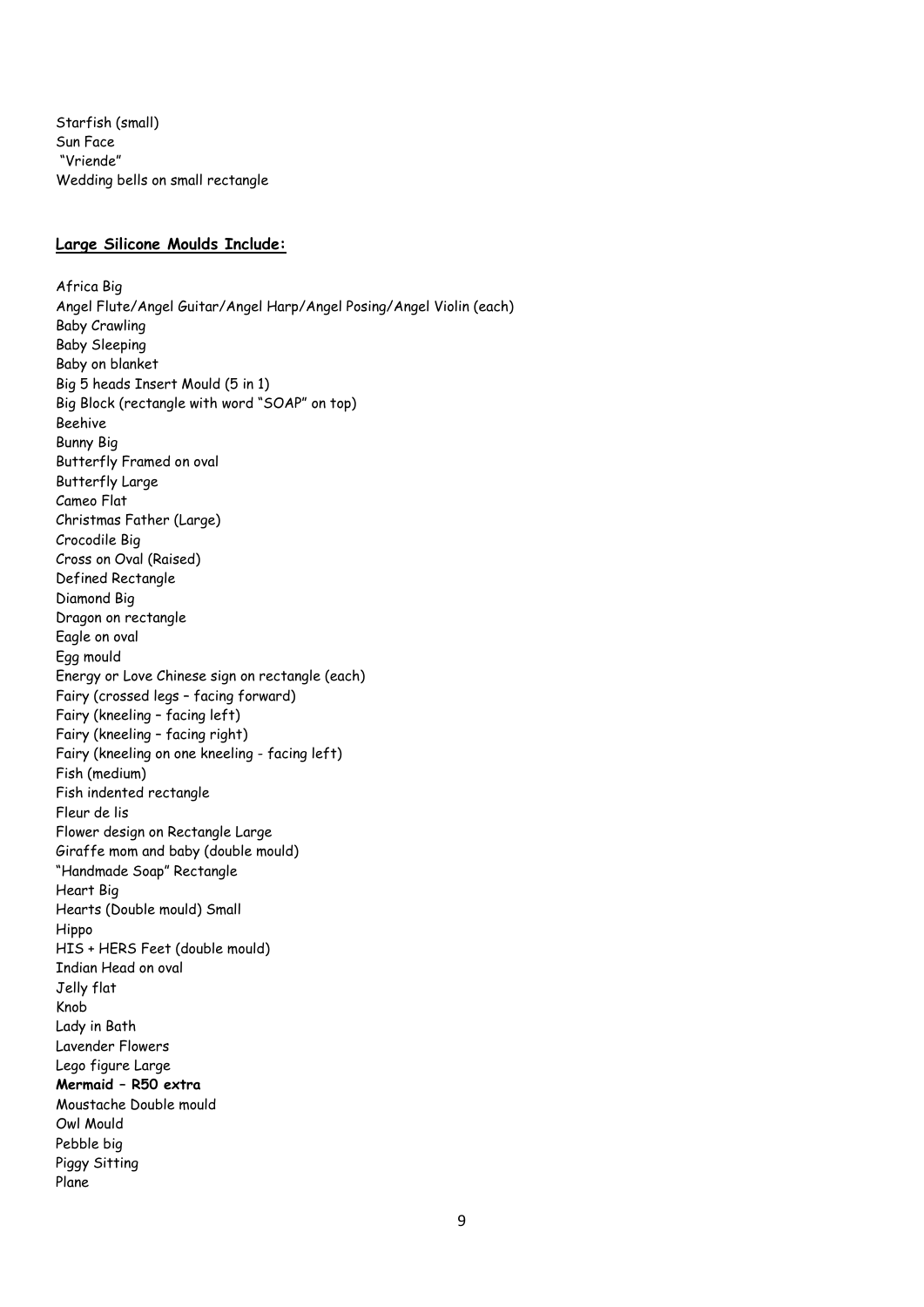Starfish (small)
Sun Face
"Vriende"
Wedding bells on small rectangle

**Large Silicone Moulds Include:**

Africa Big
Angel Flute/Angel Guitar/Angel Harp/Angel Posing/Angel Violin (each)
Baby Crawling
Baby Sleeping
Baby on blanket
Big 5 heads Insert Mould (5 in 1)
Big Block (rectangle with word "SOAP" on top)
Beehive
Bunny Big
Butterfly Framed on oval
Butterfly Large
Cameo Flat
Christmas Father (Large)
Crocodile Big
Cross on Oval (Raised)
Defined Rectangle
Diamond Big
Dragon on rectangle
Eagle on oval
Egg mould
Energy or Love Chinese sign on rectangle (each)
Fairy (crossed legs – facing forward)
Fairy (kneeling – facing left)
Fairy (kneeling – facing right)
Fairy (kneeling on one kneeling - facing left)
Fish (medium)
Fish indented rectangle
Fleur de lis
Flower design on Rectangle Large
Giraffe mom and baby (double mould)
"Handmade Soap" Rectangle
Heart Big
Hearts (Double mould) Small
Hippo
HIS + HERS Feet (double mould)
Indian Head on oval
Jelly flat
Knob
Lady in Bath
Lavender Flowers
Lego figure Large
**Mermaid – R50 extra**
Moustache Double mould
Owl Mould
Pebble big
Piggy Sitting
Plane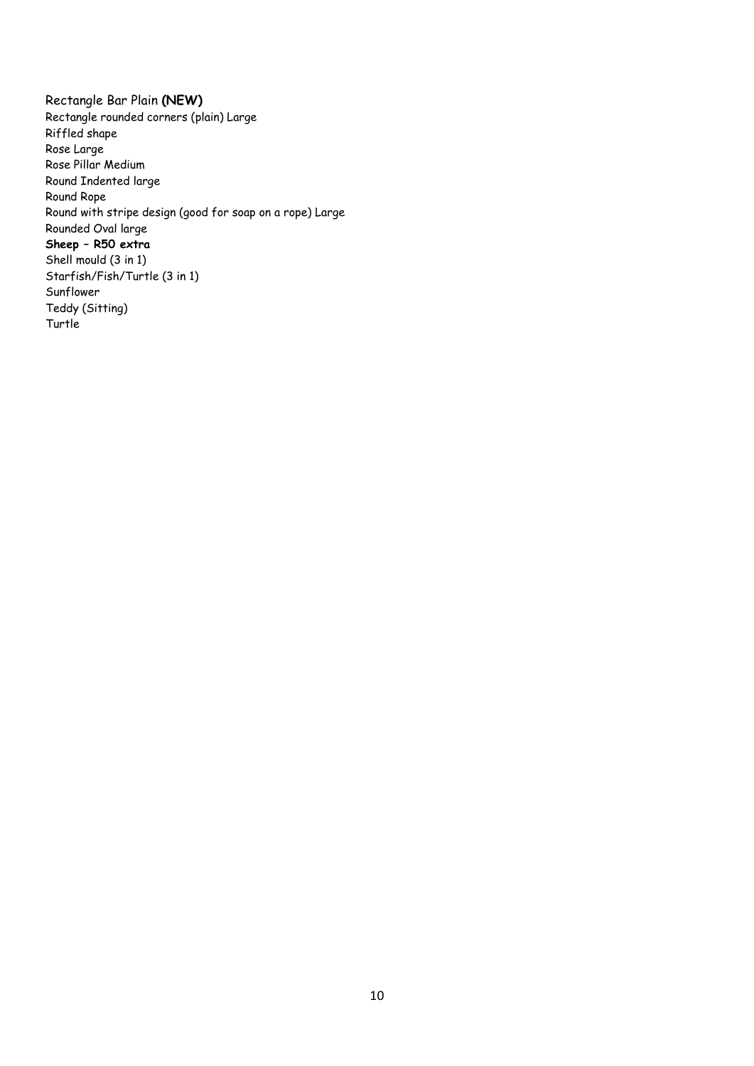Rectangle Bar Plain **(NEW)**
Rectangle rounded corners (plain) Large
Riffled shape
Rose Large
Rose Pillar Medium
Round Indented large
Round Rope
Round with stripe design (good for soap on a rope) Large
Rounded Oval large
**Sheep – R50 extra**
Shell mould (3 in 1)
Starfish/Fish/Turtle (3 in 1)
Sunflower
Teddy (Sitting)
Turtle